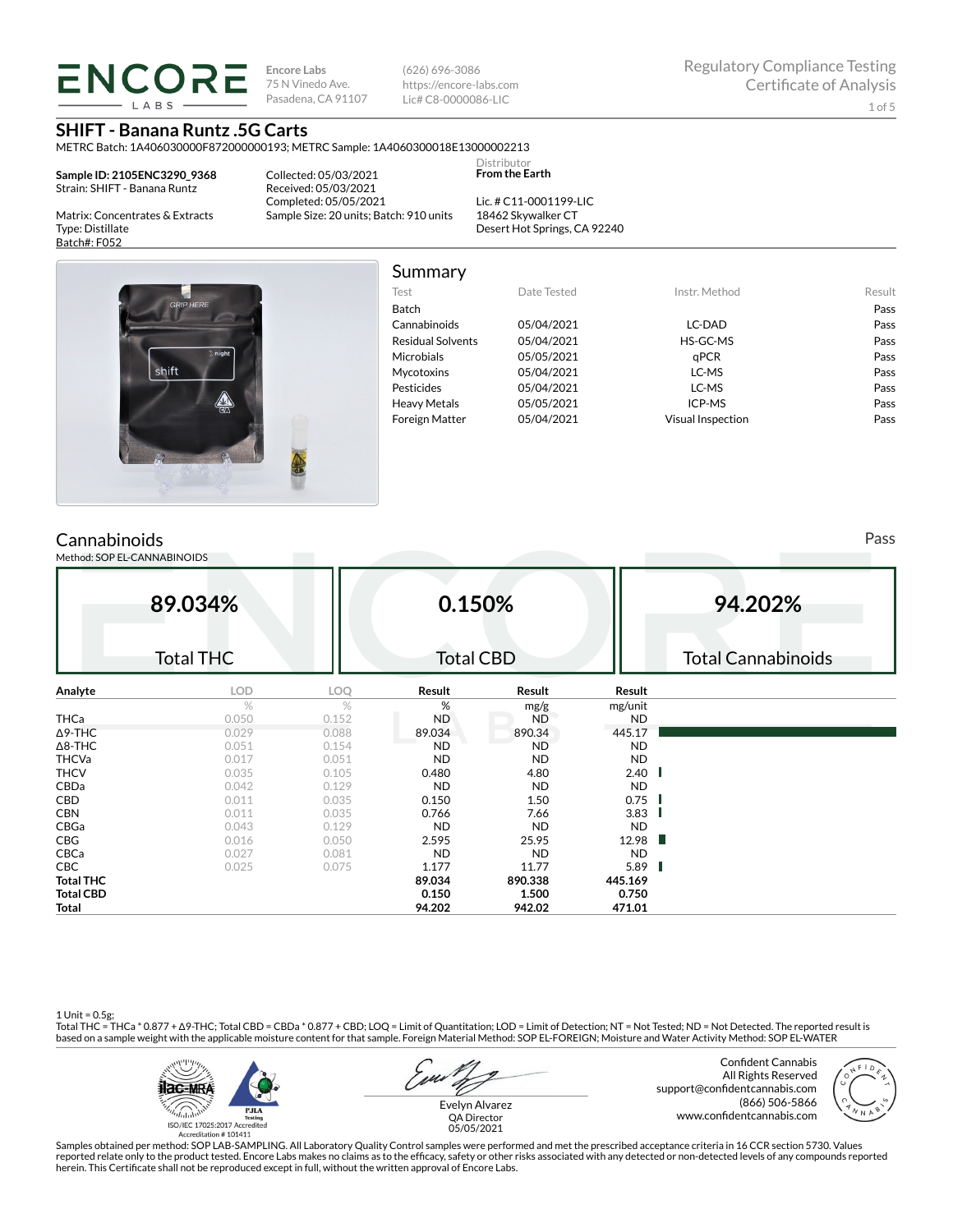**ENCORE LABS**

Encore Labs
75 N Vinedo Ave.
Pasadena, CA 91107

(626) 696-3086
https://encore-labs.com
Lic# C8-0000086-LIC

Regulatory Compliance Testing
Certificate of Analysis

# SHIFT - Banana Runtz .5G Carts

METRC Batch: 1A406030000F872000000193; METRC Sample: 1A4060300018E13000002213

**Sample ID: 2105ENC3290_9368**
Strain: SHIFT - Banana Runtz

Matrix: Concentrates & Extracts
Type: Distillate
Batch#: F052

Collected: 05/03/2021
Received: 05/03/2021
Completed: 05/05/2021
Sample Size: 20 units; Batch: 910 units

Distributor
**From the Earth**

Lic. # C11-0001199-LIC
18462 Skywalker CT
Desert Hot Springs, CA 92240

## Summary

| Test | Date Tested | Instr. Method | Result |
|---|---|---|---|
| Batch | | | Pass |
| Cannabinoids | 05/04/2021 | LC-DAD | Pass |
| Residual Solvents | 05/04/2021 | HS-GC-MS | Pass |
| Microbials | 05/05/2021 | qPCR | Pass |
| Mycotoxins | 05/04/2021 | LC-MS | Pass |
| Pesticides | 05/04/2021 | LC-MS | Pass |
| Heavy Metals | 05/05/2021 | ICP-MS | Pass |
| Foreign Matter | 05/04/2021 | Visual Inspection | Pass |

## Cannabinoids

Pass

Method: SOP EL-CANNABINOIDS

| 89.034% | 0.150% | 94.202% |
|---|---|---|
| Total THC | Total CBD | Total Cannabinoids |

| Analyte | LOD | LOQ | Result | Result | Result |
|---|---|---|---|---|---|
| | % | % | % | mg/g | mg/unit |
| THCa | 0.050 | 0.152 | ND | ND | ND |
| Δ9-THC | 0.029 | 0.088 | 89.034 | 890.34 | 445.17 |
| Δ8-THC | 0.051 | 0.154 | ND | ND | ND |
| THCVa | 0.017 | 0.051 | ND | ND | ND |
| THCV | 0.035 | 0.105 | 0.480 | 4.80 | 2.40 |
| CBDa | 0.042 | 0.129 | ND | ND | ND |
| CBD | 0.011 | 0.035 | 0.150 | 1.50 | 0.75 |
| CBN | 0.011 | 0.035 | 0.766 | 7.66 | 3.83 |
| CBGa | 0.043 | 0.129 | ND | ND | ND |
| CBG | 0.016 | 0.050 | 2.595 | 25.95 | 12.98 |
| CBCa | 0.027 | 0.081 | ND | ND | ND |
| CBC | 0.025 | 0.075 | 1.177 | 11.77 | 5.89 |
| **Total THC** | | | **89.034** | **890.338** | **445.169** |
| **Total CBD** | | | **0.150** | **1.500** | **0.750** |
| **Total** | | | **94.202** | **942.02** | **471.01** |

1 Unit = 0.5g;
Total THC = THCa * 0.877 + Δ9-THC; Total CBD = CBDa * 0.877 + CBD; LOQ = Limit of Quantitation; LOD = Limit of Detection; NT = Not Tested; ND = Not Detected. The reported result is based on a sample weight with the applicable moisture content for that sample. Foreign Material Method: SOP EL-FOREIGN; Moisture and Water Activity Method: SOP EL-WATER

ilac-MRA PJLA Testing
ISO/IEC 17025:2017 Accredited
Accreditation # 101411

Evelyn Alvarez
QA Director
05/05/2021

Confident Cannabis
All Rights Reserved
support@confidentcannabis.com
(866) 506-5866
www.confidentcannabis.com

Samples obtained per method: SOP LAB-SAMPLING. All Laboratory Quality Control samples were performed and met the prescribed acceptance criteria in 16 CCR section 5730. Values reported relate only to the product tested. Encore Labs makes no claims as to the efficacy, safety or other risks associated with any detected or non-detected levels of any compounds reported herein. This Certificate shall not be reproduced except in full, without the written approval of Encore Labs.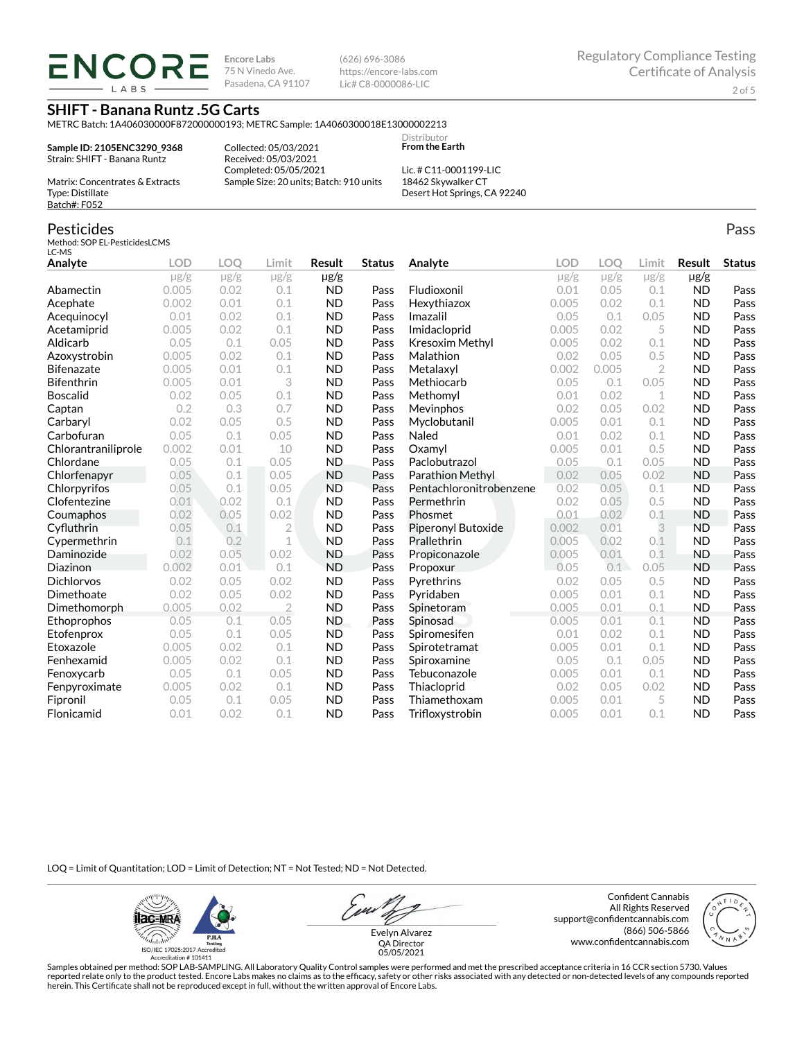**Encore Labs**
75 N Vinedo Ave.
Pasadena, CA 91107

(626) 696-3086
https://encore-labs.com
Lic# C8-0000086-LIC

Regulatory Compliance Testing
Certificate of Analysis

## SHIFT - Banana Runtz .5G Carts

METRC Batch: 1A406030000F872000000193; METRC Sample: 1A4060300018E13000002213

**Sample ID: 2105ENC3290_9368**
Strain: SHIFT - Banana Runtz

Matrix: Concentrates & Extracts
Type: Distillate
Batch#: F052

Collected: 05/03/2021
Received: 05/03/2021
Completed: 05/05/2021
Sample Size: 20 units; Batch: 910 units

Distributor
**From the Earth**

Lic. # C11-0001199-LIC
18462 Skywalker CT
Desert Hot Springs, CA 92240

## Pesticides

Pass

Method: SOP EL-PesticidesLCMS
LC-MS

| Analyte | LOD | LOQ | Limit | Result | Status |
|---|---|---|---|---|---|
| | μg/g | μg/g | μg/g | μg/g | |
| Abamectin | 0.005 | 0.02 | 0.1 | ND | Pass |
| Acephate | 0.002 | 0.01 | 0.1 | ND | Pass |
| Acequinocyl | 0.01 | 0.02 | 0.1 | ND | Pass |
| Acetamiprid | 0.005 | 0.02 | 0.1 | ND | Pass |
| Aldicarb | 0.05 | 0.1 | 0.05 | ND | Pass |
| Azoxystrobin | 0.005 | 0.02 | 0.1 | ND | Pass |
| Bifenazate | 0.005 | 0.01 | 0.1 | ND | Pass |
| Bifenthrin | 0.005 | 0.01 | 3 | ND | Pass |
| Boscalid | 0.02 | 0.05 | 0.1 | ND | Pass |
| Captan | 0.2 | 0.3 | 0.7 | ND | Pass |
| Carbaryl | 0.02 | 0.05 | 0.5 | ND | Pass |
| Carbofuran | 0.05 | 0.1 | 0.05 | ND | Pass |
| Chlorantraniliprole | 0.002 | 0.01 | 10 | ND | Pass |
| Chlordane | 0.05 | 0.1 | 0.05 | ND | Pass |
| Chlorfenapyr | 0.05 | 0.1 | 0.05 | ND | Pass |
| Chlorpyrifos | 0.05 | 0.1 | 0.05 | ND | Pass |
| Clofentezine | 0.01 | 0.02 | 0.1 | ND | Pass |
| Coumaphos | 0.02 | 0.05 | 0.02 | ND | Pass |
| Cyfluthrin | 0.05 | 0.1 | 2 | ND | Pass |
| Cypermethrin | 0.1 | 0.2 | 1 | ND | Pass |
| Daminozide | 0.02 | 0.05 | 0.02 | ND | Pass |
| Diazinon | 0.002 | 0.01 | 0.1 | ND | Pass |
| Dichlorvos | 0.02 | 0.05 | 0.02 | ND | Pass |
| Dimethoate | 0.02 | 0.05 | 0.02 | ND | Pass |
| Dimethomorph | 0.005 | 0.02 | 2 | ND | Pass |
| Ethoprophos | 0.05 | 0.1 | 0.05 | ND | Pass |
| Etofenprox | 0.05 | 0.1 | 0.05 | ND | Pass |
| Etoxazole | 0.005 | 0.02 | 0.1 | ND | Pass |
| Fenhexamid | 0.005 | 0.02 | 0.1 | ND | Pass |
| Fenoxycarb | 0.05 | 0.1 | 0.05 | ND | Pass |
| Fenpyroximate | 0.005 | 0.02 | 0.1 | ND | Pass |
| Fipronil | 0.05 | 0.1 | 0.05 | ND | Pass |
| Flonicamid | 0.01 | 0.02 | 0.1 | ND | Pass |
| Fludioxonil | 0.01 | 0.05 | 0.1 | ND | Pass |
| Hexythiazox | 0.005 | 0.02 | 0.1 | ND | Pass |
| Imazalil | 0.05 | 0.1 | 0.05 | ND | Pass |
| Imidacloprid | 0.005 | 0.02 | 5 | ND | Pass |
| Kresoxim Methyl | 0.005 | 0.02 | 0.1 | ND | Pass |
| Malathion | 0.02 | 0.05 | 0.5 | ND | Pass |
| Metalaxyl | 0.002 | 0.005 | 2 | ND | Pass |
| Methiocarb | 0.05 | 0.1 | 0.05 | ND | Pass |
| Methomyl | 0.01 | 0.02 | 1 | ND | Pass |
| Mevinphos | 0.02 | 0.05 | 0.02 | ND | Pass |
| Myclobutanil | 0.005 | 0.01 | 0.1 | ND | Pass |
| Naled | 0.01 | 0.02 | 0.1 | ND | Pass |
| Oxamyl | 0.005 | 0.01 | 0.5 | ND | Pass |
| Paclobutrazol | 0.05 | 0.1 | 0.05 | ND | Pass |
| Parathion Methyl | 0.02 | 0.05 | 0.02 | ND | Pass |
| Pentachloronitrobenzene | 0.02 | 0.05 | 0.1 | ND | Pass |
| Permethrin | 0.02 | 0.05 | 0.5 | ND | Pass |
| Phosmet | 0.01 | 0.02 | 0.1 | ND | Pass |
| Piperonyl Butoxide | 0.002 | 0.01 | 3 | ND | Pass |
| Prallethrin | 0.005 | 0.02 | 0.1 | ND | Pass |
| Propiconazole | 0.005 | 0.01 | 0.1 | ND | Pass |
| Propoxur | 0.05 | 0.1 | 0.05 | ND | Pass |
| Pyrethrins | 0.02 | 0.05 | 0.5 | ND | Pass |
| Pyridaben | 0.005 | 0.01 | 0.1 | ND | Pass |
| Spinetoram | 0.005 | 0.01 | 0.1 | ND | Pass |
| Spinosad | 0.005 | 0.01 | 0.1 | ND | Pass |
| Spiromesifen | 0.01 | 0.02 | 0.1 | ND | Pass |
| Spirotetramat | 0.005 | 0.01 | 0.1 | ND | Pass |
| Spiroxamine | 0.05 | 0.1 | 0.05 | ND | Pass |
| Tebuconazole | 0.005 | 0.01 | 0.1 | ND | Pass |
| Thiacloprid | 0.02 | 0.05 | 0.02 | ND | Pass |
| Thiamethoxam | 0.005 | 0.01 | 5 | ND | Pass |
| Trifloxystrobin | 0.005 | 0.01 | 0.1 | ND | Pass |

LOQ = Limit of Quantitation; LOD = Limit of Detection; NT = Not Tested; ND = Not Detected.

ISO/IEC 17025:2017 Accredited
Accreditation # 101411

Evelyn Alvarez
QA Director
05/05/2021

Confident Cannabis
All Rights Reserved
support@confidentcannabis.com
(866) 506-5866
www.confidentcannabis.com

Samples obtained per method: SOP LAB-SAMPLING. All Laboratory Quality Control samples were performed and met the prescribed acceptance criteria in 16 CCR section 5730. Values reported relate only to the product tested. Encore Labs makes no claims as to the efficacy, safety or other risks associated with any detected or non-detected levels of any compounds reported herein. This Certificate shall not be reproduced except in full, without the written approval of Encore Labs.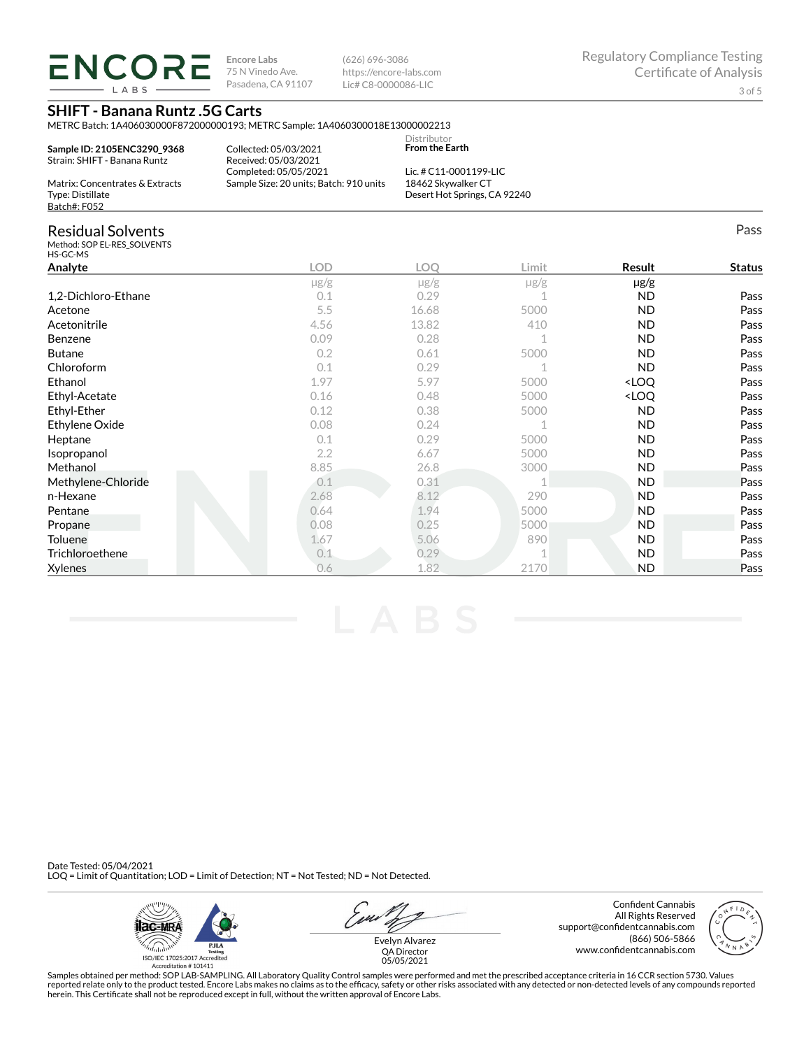**ENCORE LABS**

Encore Labs
75 N Vinedo Ave.
Pasadena, CA 91107

(626) 696-3086
https://encore-labs.com
Lic# C8-0000086-LIC

Regulatory Compliance Testing
Certificate of Analysis

## SHIFT - Banana Runtz .5G Carts

METRC Batch: 1A406030000F872000000193; METRC Sample: 1A4060300018E13000002213

**Sample ID: 2105ENC3290_9368**
Strain: SHIFT - Banana Runtz

Matrix: Concentrates & Extracts
Type: Distillate
Batch#: F052

Collected: 05/03/2021
Received: 05/03/2021
Completed: 05/05/2021
Sample Size: 20 units; Batch: 910 units

Distributor
**From the Earth**

Lic. # C11-0001199-LIC
18462 Skywalker CT
Desert Hot Springs, CA 92240

## Residual Solvents

Pass

Method: SOP EL-RES_SOLVENTS
HS-GC-MS

| Analyte | LOD | LOQ | Limit | Result | Status |
|---|---|---|---|---|---|
| | μg/g | μg/g | μg/g | μg/g | |
| 1,2-Dichloro-Ethane | 0.1 | 0.29 | 1 | ND | Pass |
| Acetone | 5.5 | 16.68 | 5000 | ND | Pass |
| Acetonitrile | 4.56 | 13.82 | 410 | ND | Pass |
| Benzene | 0.09 | 0.28 | 1 | ND | Pass |
| Butane | 0.2 | 0.61 | 5000 | ND | Pass |
| Chloroform | 0.1 | 0.29 | 1 | ND | Pass |
| Ethanol | 1.97 | 5.97 | 5000 | <LOQ | Pass |
| Ethyl-Acetate | 0.16 | 0.48 | 5000 | <LOQ | Pass |
| Ethyl-Ether | 0.12 | 0.38 | 5000 | ND | Pass |
| Ethylene Oxide | 0.08 | 0.24 | 1 | ND | Pass |
| Heptane | 0.1 | 0.29 | 5000 | ND | Pass |
| Isopropanol | 2.2 | 6.67 | 5000 | ND | Pass |
| Methanol | 8.85 | 26.8 | 3000 | ND | Pass |
| Methylene-Chloride | 0.1 | 0.31 | 1 | ND | Pass |
| n-Hexane | 2.68 | 8.12 | 290 | ND | Pass |
| Pentane | 0.64 | 1.94 | 5000 | ND | Pass |
| Propane | 0.08 | 0.25 | 5000 | ND | Pass |
| Toluene | 1.67 | 5.06 | 890 | ND | Pass |
| Trichloroethene | 0.1 | 0.29 | 1 | ND | Pass |
| Xylenes | 0.6 | 1.82 | 2170 | ND | Pass |

Date Tested: 05/04/2021
LOQ = Limit of Quantitation; LOD = Limit of Detection; NT = Not Tested; ND = Not Detected.

ISO/IEC 17025:2017 Accredited
Accreditation # 101411

Evelyn Alvarez
QA Director
05/05/2021

Confident Cannabis
All Rights Reserved
support@confidentcannabis.com
(866) 506-5866
www.confidentcannabis.com

Samples obtained per method: SOP LAB-SAMPLING. All Laboratory Quality Control samples were performed and met the prescribed acceptance criteria in 16 CCR section 5730. Values reported relate only to the product tested. Encore Labs makes no claims as to the efficacy, safety or other risks associated with any detected or non-detected levels of any compounds reported herein. This Certificate shall not be reproduced except in full, without the written approval of Encore Labs.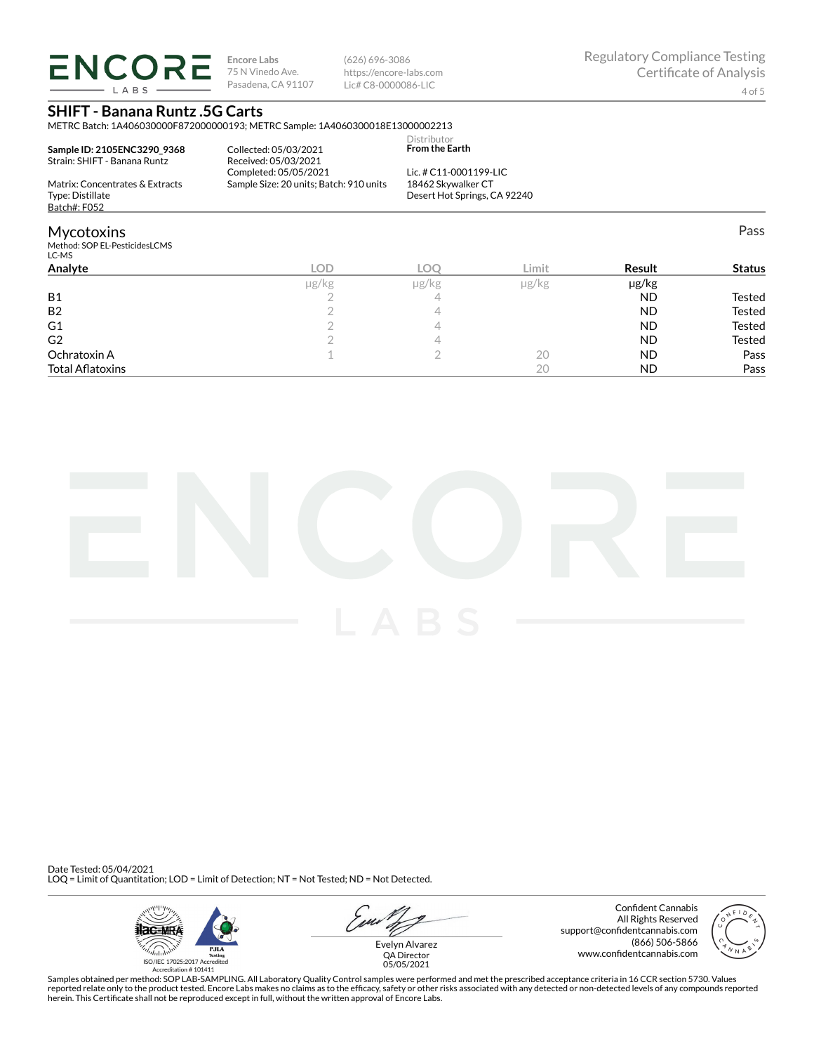**Encore Labs**
75 N Vinedo Ave.
Pasadena, CA 91107

(626) 696-3086
https://encore-labs.com
Lic# C8-0000086-LIC

Regulatory Compliance Testing
Certificate of Analysis

## SHIFT - Banana Runtz .5G Carts

METRC Batch: 1A406030000F872000000193; METRC Sample: 1A4060300018E13000002213

**Sample ID: 2105ENC3290_9368**
Strain: SHIFT - Banana Runtz

Matrix: Concentrates & Extracts
Type: Distillate
Batch#: F052

Collected: 05/03/2021
Received: 05/03/2021
Completed: 05/05/2021
Sample Size: 20 units; Batch: 910 units

Distributor
**From the Earth**

Lic. # C11-0001199-LIC
18462 Skywalker CT
Desert Hot Springs, CA 92240

## Mycotoxins

Pass

Method: SOP EL-PesticidesLCMS
LC-MS

| Analyte | LOD | LOQ | Limit | Result | Status |
|---|---|---|---|---|---|
| | μg/kg | μg/kg | μg/kg | μg/kg | |
| B1 | 2 | 4 | | ND | Tested |
| B2 | 2 | 4 | | ND | Tested |
| G1 | 2 | 4 | | ND | Tested |
| G2 | 2 | 4 | | ND | Tested |
| Ochratoxin A | 1 | 2 | 20 | ND | Pass |
| Total Aflatoxins | | | 20 | ND | Pass |

Date Tested: 05/04/2021
LOQ = Limit of Quantitation; LOD = Limit of Detection; NT = Not Tested; ND = Not Detected.

ISO/IEC 17025:2017 Accredited
Accreditation # 101411

Evelyn Alvarez
QA Director
05/05/2021

Confident Cannabis
All Rights Reserved
support@confidentcannabis.com
(866) 506-5866
www.confidentcannabis.com

Samples obtained per method: SOP LAB-SAMPLING. All Laboratory Quality Control samples were performed and met the prescribed acceptance criteria in 16 CCR section 5730. Values reported relate only to the product tested. Encore Labs makes no claims as to the efficacy, safety or other risks associated with any detected or non-detected levels of any compounds reported herein. This Certificate shall not be reproduced except in full, without the written approval of Encore Labs.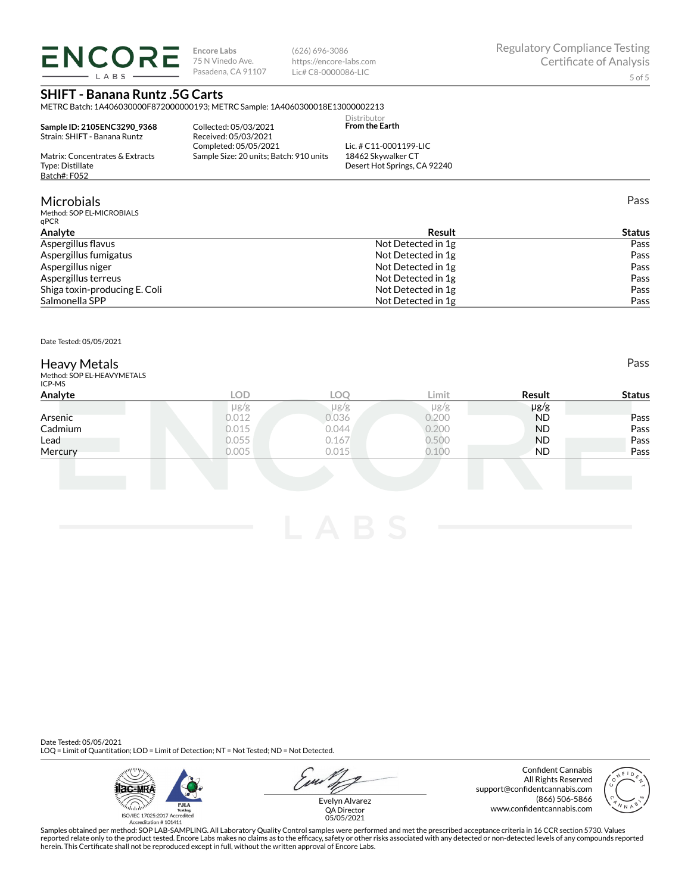**ENCORE LABS**

Encore Labs
75 N Vinedo Ave.
Pasadena, CA 91107

(626) 696-3086
https://encore-labs.com
Lic# C8-0000086-LIC

Regulatory Compliance Testing
Certificate of Analysis

## SHIFT - Banana Runtz .5G Carts

METRC Batch: 1A406030000F872000000193; METRC Sample: 1A4060300018E13000002213

**Sample ID: 2105ENC3290_9368**
Strain: SHIFT - Banana Runtz

Matrix: Concentrates & Extracts
Type: Distillate
Batch#: F052

Collected: 05/03/2021
Received: 05/03/2021
Completed: 05/05/2021
Sample Size: 20 units; Batch: 910 units

Distributor
**From the Earth**

Lic. # C11-0001199-LIC
18462 Skywalker CT
Desert Hot Springs, CA 92240

## Microbials

Pass

Method: SOP EL-MICROBIALS
qPCR

| Analyte | Result | Status |
|---|---|---|
| Aspergillus flavus | Not Detected in 1g | Pass |
| Aspergillus fumigatus | Not Detected in 1g | Pass |
| Aspergillus niger | Not Detected in 1g | Pass |
| Aspergillus terreus | Not Detected in 1g | Pass |
| Shiga toxin-producing E. Coli | Not Detected in 1g | Pass |
| Salmonella SPP | Not Detected in 1g | Pass |

Date Tested: 05/05/2021

## Heavy Metals

Pass

Method: SOP EL-HEAVYMETALS
ICP-MS

| Analyte | LOD | LOQ | Limit | Result | Status |
|---|---|---|---|---|---|
| | µg/g | µg/g | µg/g | µg/g | |
| Arsenic | 0.012 | 0.036 | 0.200 | ND | Pass |
| Cadmium | 0.015 | 0.044 | 0.200 | ND | Pass |
| Lead | 0.055 | 0.167 | 0.500 | ND | Pass |
| Mercury | 0.005 | 0.015 | 0.100 | ND | Pass |

Date Tested: 05/05/2021
LOQ = Limit of Quantitation; LOD = Limit of Detection; NT = Not Tested; ND = Not Detected.

ISO/IEC 17025:2017 Accredited
Accreditation # 101411

Evelyn Alvarez
QA Director
05/05/2021

Confident Cannabis
All Rights Reserved
support@confidentcannabis.com
(866) 506-5866
www.confidentcannabis.com

Samples obtained per method: SOP LAB-SAMPLING. All Laboratory Quality Control samples were performed and met the prescribed acceptance criteria in 16 CCR section 5730. Values reported relate only to the product tested. Encore Labs makes no claims as to the efficacy, safety or other risks associated with any detected or non-detected levels of any compounds reported herein. This Certificate shall not be reproduced except in full, without the written approval of Encore Labs.